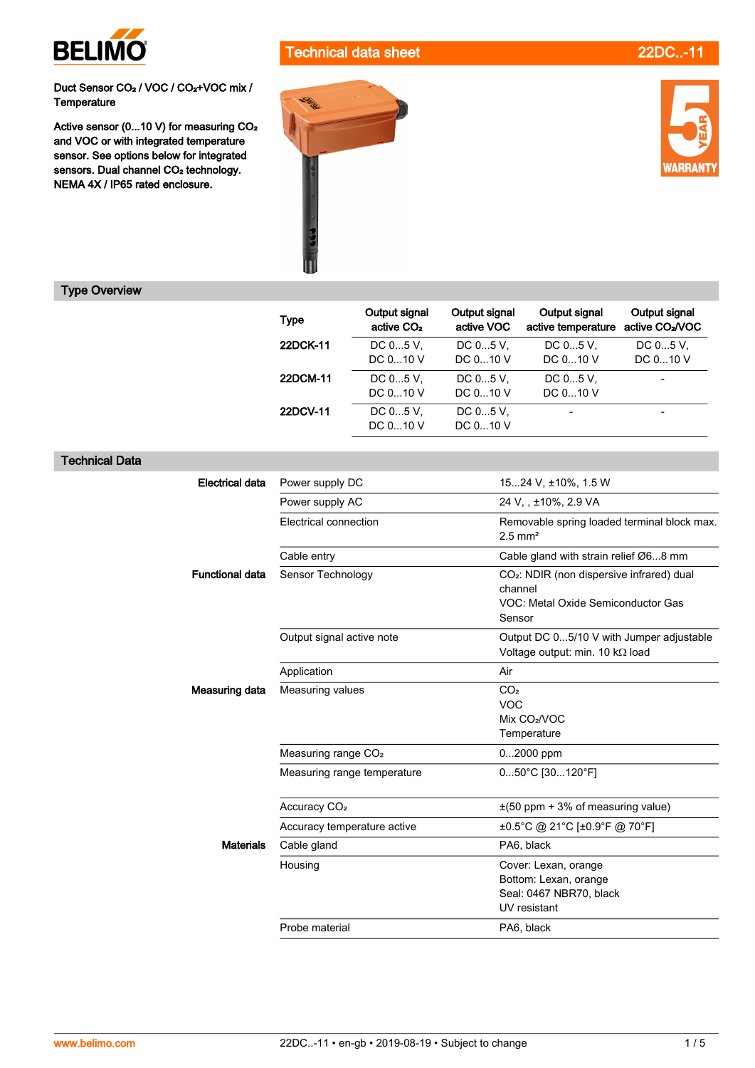# Technical data sheet 22DC..-11

**Duct Sensor $CO_2$ / VOC / $CO_2$+VOC mix / Temperature**

**Active sensor (0...10 V) for measuring $CO_2$ and VOC or with integrated temperature sensor. See options below for integrated sensors. Dual channel $CO_2$ technology. NEMA 4X / IP65 rated enclosure.**

## Type Overview

| Type | Output signal active $CO_2$ | Output signal active VOC | Output signal active temperature | Output signal active $CO_2$/VOC |
|---|---|---|---|---|
| 22DCK-11 | DC 0...5 V, DC 0...10 V | DC 0...5 V, DC 0...10 V | DC 0...5 V, DC 0...10 V | DC 0...5 V, DC 0...10 V |
| 22DCM-11 | DC 0...5 V, DC 0...10 V | DC 0...5 V, DC 0...10 V | DC 0...5 V, DC 0...10 V | - |
| 22DCV-11 | DC 0...5 V, DC 0...10 V | DC 0...5 V, DC 0...10 V | - | - |

## Technical Data

| | | |
|---|---|---|
| **Electrical data** | Power supply DC | 15...24 V, ±10%, 1.5 W |
| | Power supply AC | 24 V, , ±10%, 2.9 VA |
| | Electrical connection | Removable spring loaded terminal block max. 2.5 mm² |
| | Cable entry | Cable gland with strain relief Ø6...8 mm |
| **Functional data** | Sensor Technology | $CO_2$: NDIR (non dispersive infrared) dual channel<br>VOC: Metal Oxide Semiconductor Gas Sensor |
| | Output signal active note | Output DC 0...5/10 V with Jumper adjustable<br>Voltage output: min. 10 kΩ load |
| | Application | Air |
| **Measuring data** | Measuring values | $CO_2$<br>VOC<br>Mix $CO_2$/VOC<br>Temperature |
| | Measuring range $CO_2$ | 0...2000 ppm |
| | Measuring range temperature | 0...50°C [30...120°F] |
| | Accuracy $CO_2$ | ±(50 ppm + 3% of measuring value) |
| | Accuracy temperature active | ±0.5°C @ 21°C [±0.9°F @ 70°F] |
| **Materials** | Cable gland | PA6, black |
| | Housing | Cover: Lexan, orange<br>Bottom: Lexan, orange<br>Seal: 0467 NBR70, black<br>UV resistant |
| | Probe material | PA6, black |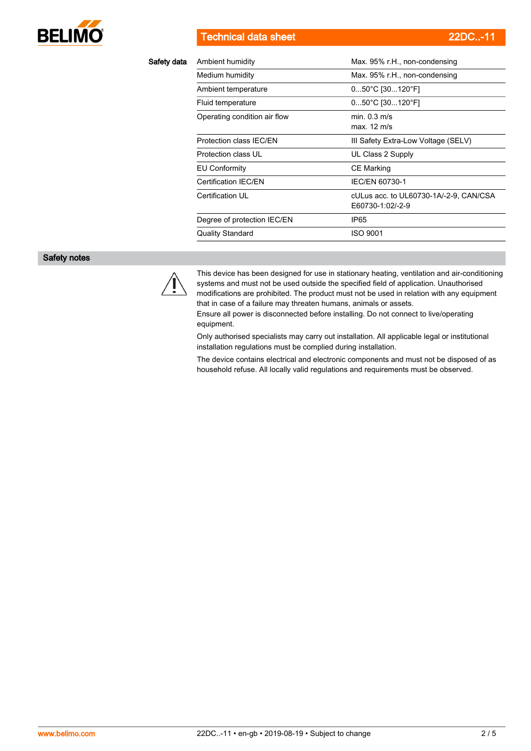**Safety data**

| | |
|---|---|
| Ambient humidity | Max. 95% r.H., non-condensing |
| Medium humidity | Max. 95% r.H., non-condensing |
| Ambient temperature | 0...50°C [30...120°F] |
| Fluid temperature | 0...50°C [30...120°F] |
| Operating condition air flow | min. 0.3 m/s<br>max. 12 m/s |
| Protection class IEC/EN | III Safety Extra-Low Voltage (SELV) |
| Protection class UL | UL Class 2 Supply |
| EU Conformity | CE Marking |
| Certification IEC/EN | IEC/EN 60730-1 |
| Certification UL | cULus acc. to UL60730-1A/-2-9, CAN/CSA E60730-1:02/-2-9 |
| Degree of protection IEC/EN | IP65 |
| Quality Standard | ISO 9001 |

## Safety notes

This device has been designed for use in stationary heating, ventilation and air-conditioning systems and must not be used outside the specified field of application. Unauthorised modifications are prohibited. The product must not be used in relation with any equipment that in case of a failure may threaten humans, animals or assets.
Ensure all power is disconnected before installing. Do not connect to live/operating equipment.

Only authorised specialists may carry out installation. All applicable legal or institutional installation regulations must be complied during installation.

The device contains electrical and electronic components and must not be disposed of as household refuse. All locally valid regulations and requirements must be observed.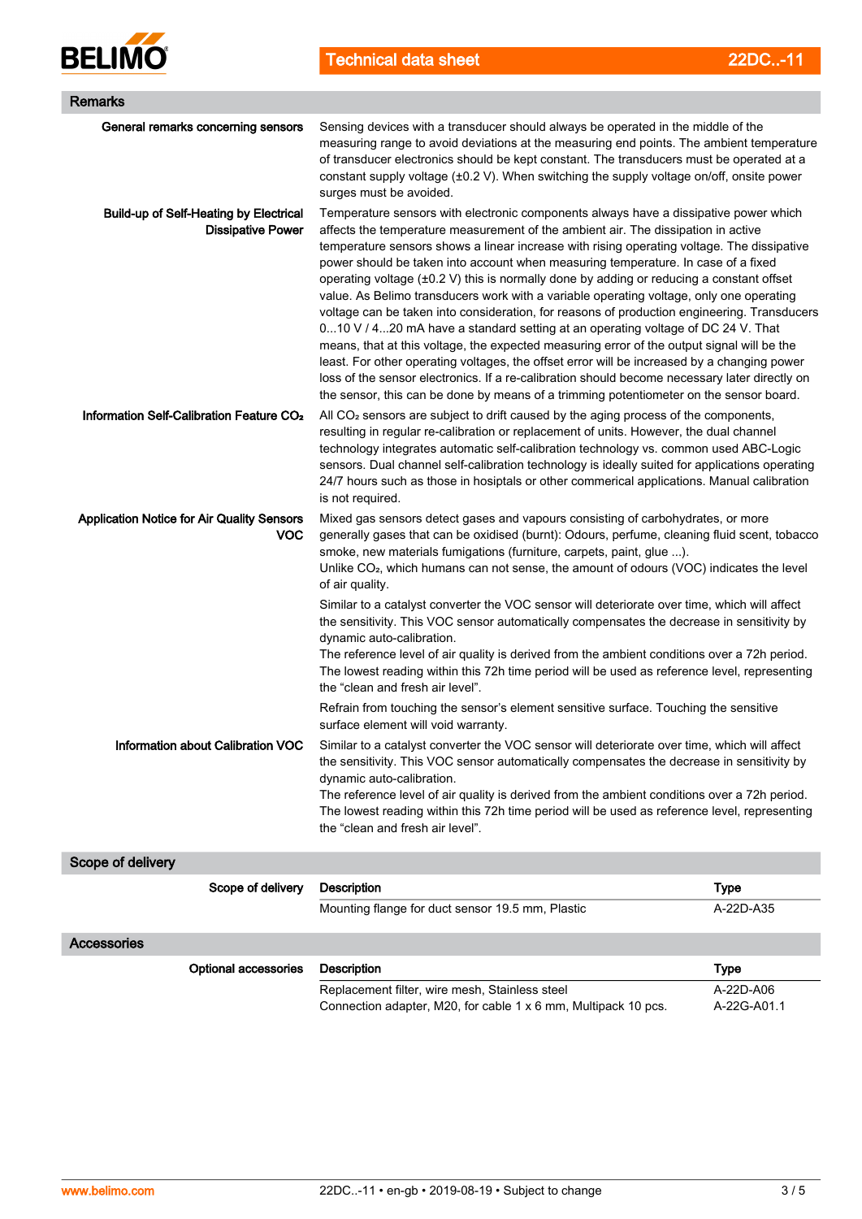## Remarks

**General remarks concerning sensors**

Sensing devices with a transducer should always be operated in the middle of the measuring range to avoid deviations at the measuring end points. The ambient temperature of transducer electronics should be kept constant. The transducers must be operated at a constant supply voltage (±0.2 V). When switching the supply voltage on/off, onsite power surges must be avoided.

**Build-up of Self-Heating by Electrical Dissipative Power**

Temperature sensors with electronic components always have a dissipative power which affects the temperature measurement of the ambient air. The dissipation in active temperature sensors shows a linear increase with rising operating voltage. The dissipative power should be taken into account when measuring temperature. In case of a fixed operating voltage (±0.2 V) this is normally done by adding or reducing a constant offset value. As Belimo transducers work with a variable operating voltage, only one operating voltage can be taken into consideration, for reasons of production engineering. Transducers 0...10 V / 4...20 mA have a standard setting at an operating voltage of DC 24 V. That means, that at this voltage, the expected measuring error of the output signal will be the least. For other operating voltages, the offset error will be increased by a changing power loss of the sensor electronics. If a re-calibration should become necessary later directly on the sensor, this can be done by means of a trimming potentiometer on the sensor board.

**Information Self-Calibration Feature $CO_2$**

All $CO_2$ sensors are subject to drift caused by the aging process of the components, resulting in regular re-calibration or replacement of units. However, the dual channel technology integrates automatic self-calibration technology vs. common used ABC-Logic sensors. Dual channel self-calibration technology is ideally suited for applications operating 24/7 hours such as those in hosipitals or other commerical applications. Manual calibration is not required.

**Application Notice for Air Quality Sensors VOC**

Mixed gas sensors detect gases and vapours consisting of carbohydrates, or more generally gases that can be oxidised (burnt): Odours, perfume, cleaning fluid scent, tobacco smoke, new materials fumigations (furniture, carpets, paint, glue ...).
Unlike $CO_2$, which humans can not sense, the amount of odours (VOC) indicates the level of air quality.

Similar to a catalyst converter the VOC sensor will deteriorate over time, which will affect the sensitivity. This VOC sensor automatically compensates the decrease in sensitivity by dynamic auto-calibration.
The reference level of air quality is derived from the ambient conditions over a 72h period. The lowest reading within this 72h time period will be used as reference level, representing the “clean and fresh air level”.

Refrain from touching the sensor’s element sensitive surface. Touching the sensitive surface element will void warranty.

**Information about Calibration VOC**

Similar to a catalyst converter the VOC sensor will deteriorate over time, which will affect the sensitivity. This VOC sensor automatically compensates the decrease in sensitivity by dynamic auto-calibration.
The reference level of air quality is derived from the ambient conditions over a 72h period. The lowest reading within this 72h time period will be used as reference level, representing the “clean and fresh air level”.

## Scope of delivery

**Scope of delivery**

| Description | Type |
|---|---|
| Mounting flange for duct sensor 19.5 mm, Plastic | A-22D-A35 |

## Accessories

**Optional accessories**

| Description | Type |
|---|---|
| Replacement filter, wire mesh, Stainless steel | A-22D-A06 |
| Connection adapter, M20, for cable 1 x 6 mm, Multipack 10 pcs. | A-22G-A01.1 |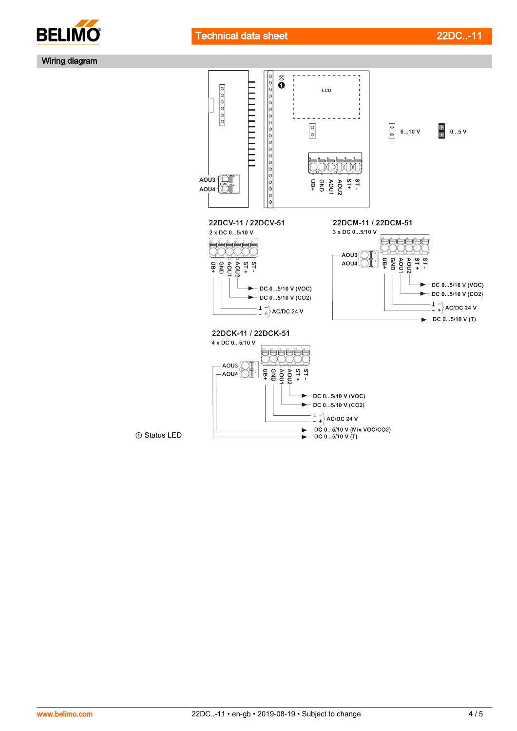## Wiring diagram

LCD

0...10 V

0...5 V

AOU3
AOU4

UB+ GND AOU1 AOU2 ST+ ST -

### 22DCV-11 / 22DCV-51

2 x DC 0...5/10 V

UB+ GND AOU1 AOU2 ST + ST -

DC 0...5/10 V (VOC)
DC 0...5/10 V (CO2)
⊥ − ~ + AC/DC 24 V

### 22DCM-11 / 22DCM-51

3 x DC 0...5/10 V

AOU3
AOU4
UB+ GND AOU1 AOU2 ST + ST -

DC 0...5/10 V (VOC)
DC 0...5/10 V (CO2)
⊥ − ~ + AC/DC 24 V
DC 0...5/10 V (T)

### 22DCK-11 / 22DCK-51

4 x DC 0...5/10 V

AOU3
AOU4
UB+ GND AOU1 AOU2 ST + ST -

DC 0...5/10 V (VOC)
DC 0...5/10 V (CO2)
⊥ − ~ + AC/DC 24 V
DC 0...5/10 V (Mix VOC/CO2)
DC 0...5/10 V (T)

① Status LED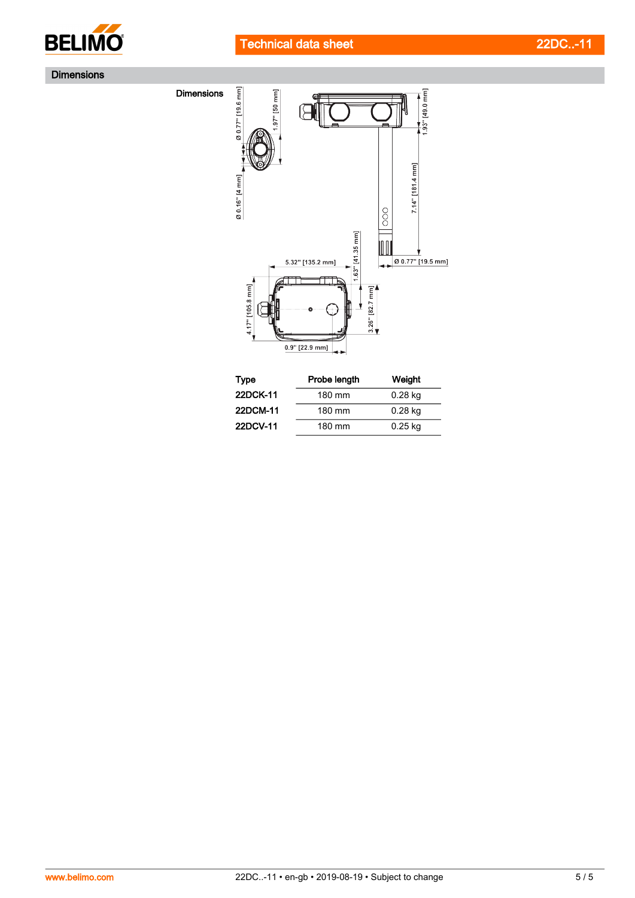## Dimensions

**Dimensions**

Ø 0.77" [19.6 mm]
1.97" [50 mm]
Ø 0.16" [4 mm]
1.93" [49.0 mm]
7.14" [181.4 mm]
Ø 0.77" [19.5 mm]
5.32" [135.2 mm]
1.63" [41.35 mm]
4.17" [105.8 mm]
3.26" [82.7 mm]
0.9" [22.9 mm]

| Type | Probe length | Weight |
|---|---|---|
| 22DCK-11 | 180 mm | 0.28 kg |
| 22DCM-11 | 180 mm | 0.28 kg |
| 22DCV-11 | 180 mm | 0.25 kg |